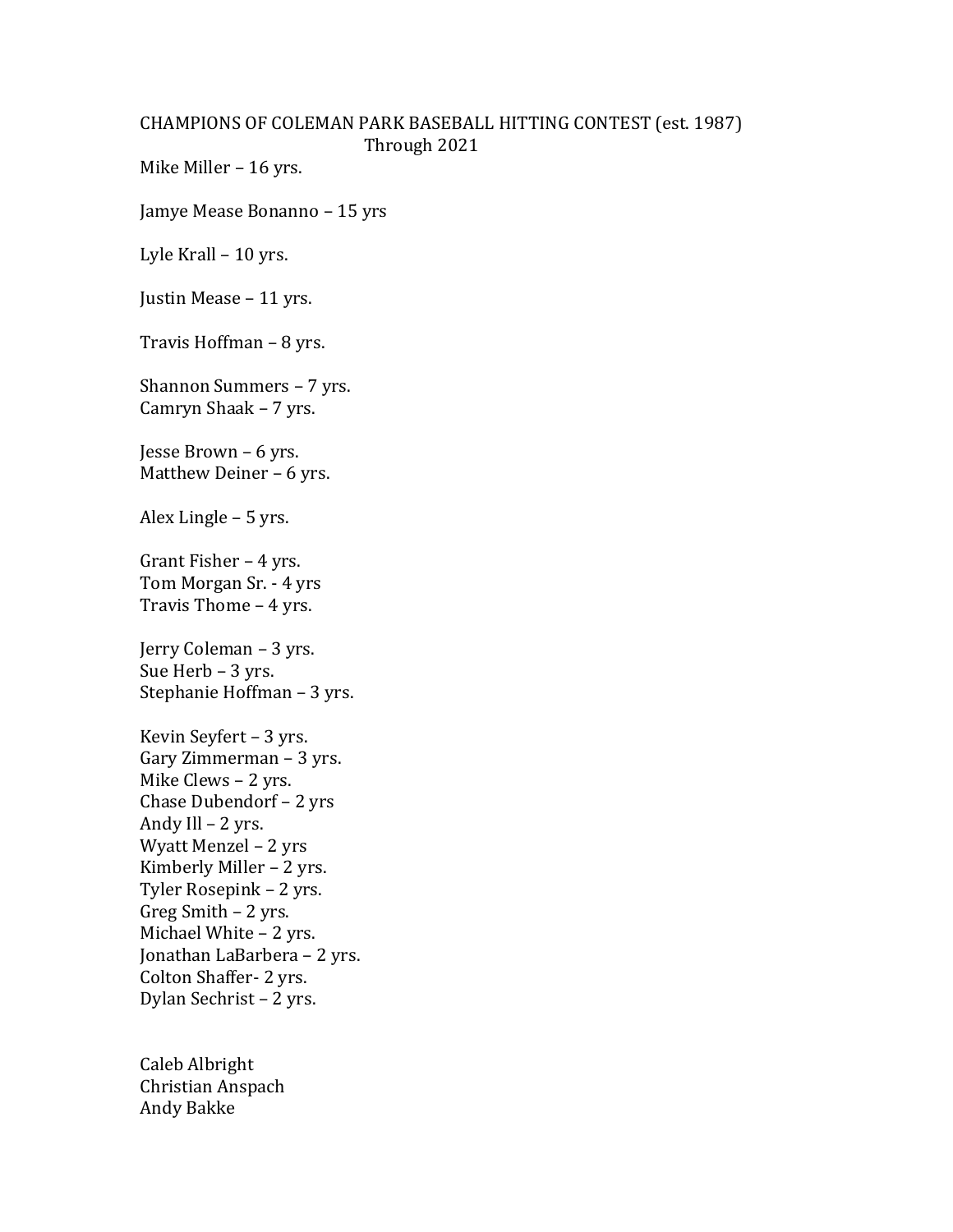# CHAMPIONS OF COLEMAN PARK BASEBALL HITTING CONTEST (est. 1987)
Through 2021

Mike Miller – 16 yrs.

Jamye Mease Bonanno – 15 yrs

Lyle Krall – 10 yrs.

Justin Mease – 11 yrs.

Travis Hoffman – 8 yrs.

Shannon Summers – 7 yrs.
Camryn Shaak – 7 yrs.

Jesse Brown – 6 yrs.
Matthew Deiner – 6 yrs.

Alex Lingle – 5 yrs.

Grant Fisher – 4 yrs.
Tom Morgan Sr. - 4 yrs
Travis Thome – 4 yrs.

Jerry Coleman – 3 yrs.
Sue Herb – 3 yrs.
Stephanie Hoffman – 3 yrs.

Kevin Seyfert – 3 yrs.
Gary Zimmerman – 3 yrs.
Mike Clews – 2 yrs.
Chase Dubendorf – 2 yrs
Andy Ill – 2 yrs.
Wyatt Menzel – 2 yrs
Kimberly Miller – 2 yrs.
Tyler Rosepink – 2 yrs.
Greg Smith – 2 yrs.
Michael White – 2 yrs.
Jonathan LaBarbera – 2 yrs.
Colton Shaffer- 2 yrs.
Dylan Sechrist – 2 yrs.

Caleb Albright
Christian Anspach
Andy Bakke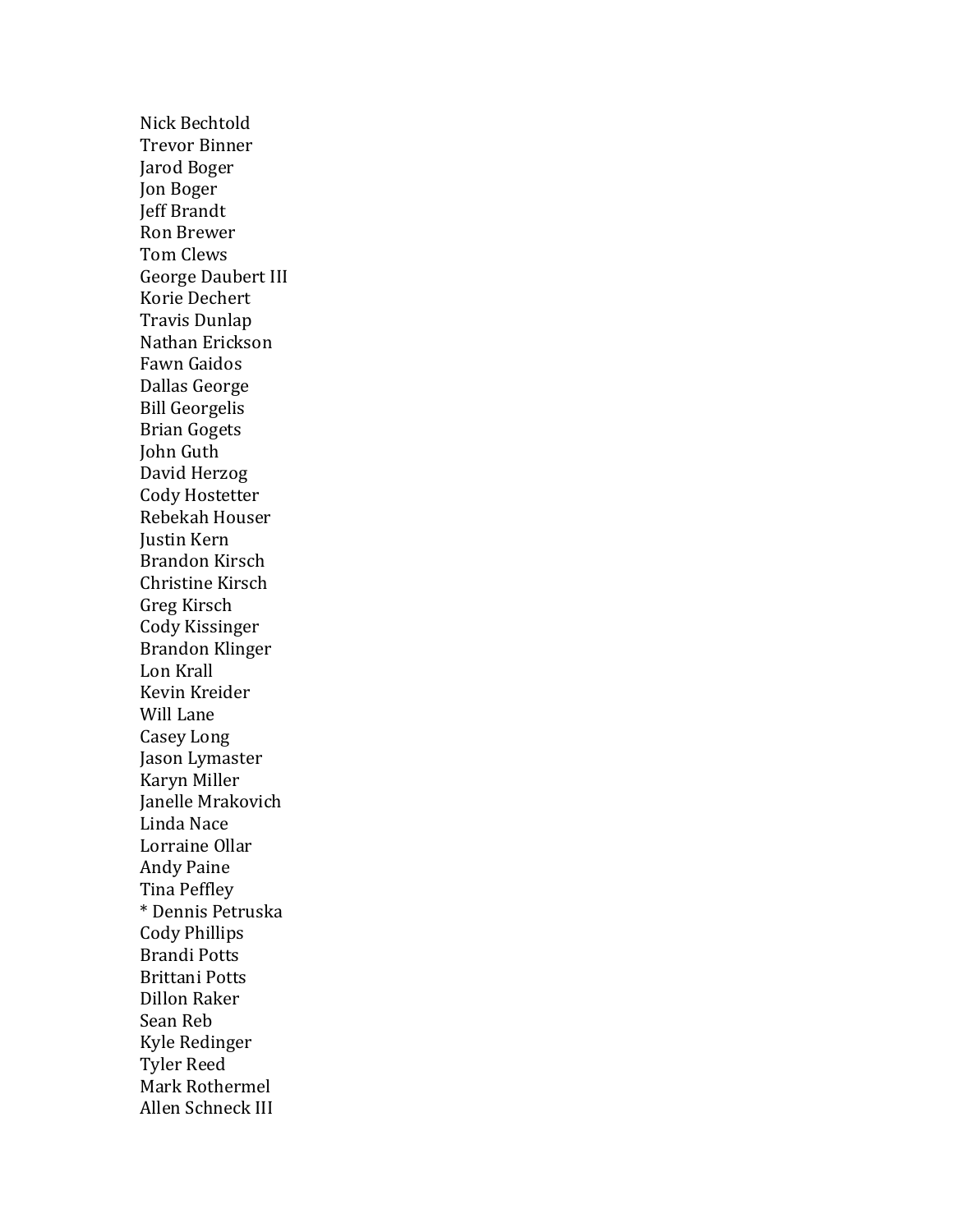Nick Bechtold
Trevor Binner
Jarod Boger
Jon Boger
Jeff Brandt
Ron Brewer
Tom Clews
George Daubert III
Korie Dechert
Travis Dunlap
Nathan Erickson
Fawn Gaidos
Dallas George
Bill Georgelis
Brian Gogets
John Guth
David Herzog
Cody Hostetter
Rebekah Houser
Justin Kern
Brandon Kirsch
Christine Kirsch
Greg Kirsch
Cody Kissinger
Brandon Klinger
Lon Krall
Kevin Kreider
Will Lane
Casey Long
Jason Lymaster
Karyn Miller
Janelle Mrakovich
Linda Nace
Lorraine Ollar
Andy Paine
Tina Peffley
* Dennis Petruska
Cody Phillips
Brandi Potts
Brittani Potts
Dillon Raker
Sean Reb
Kyle Redinger
Tyler Reed
Mark Rothermel
Allen Schneck III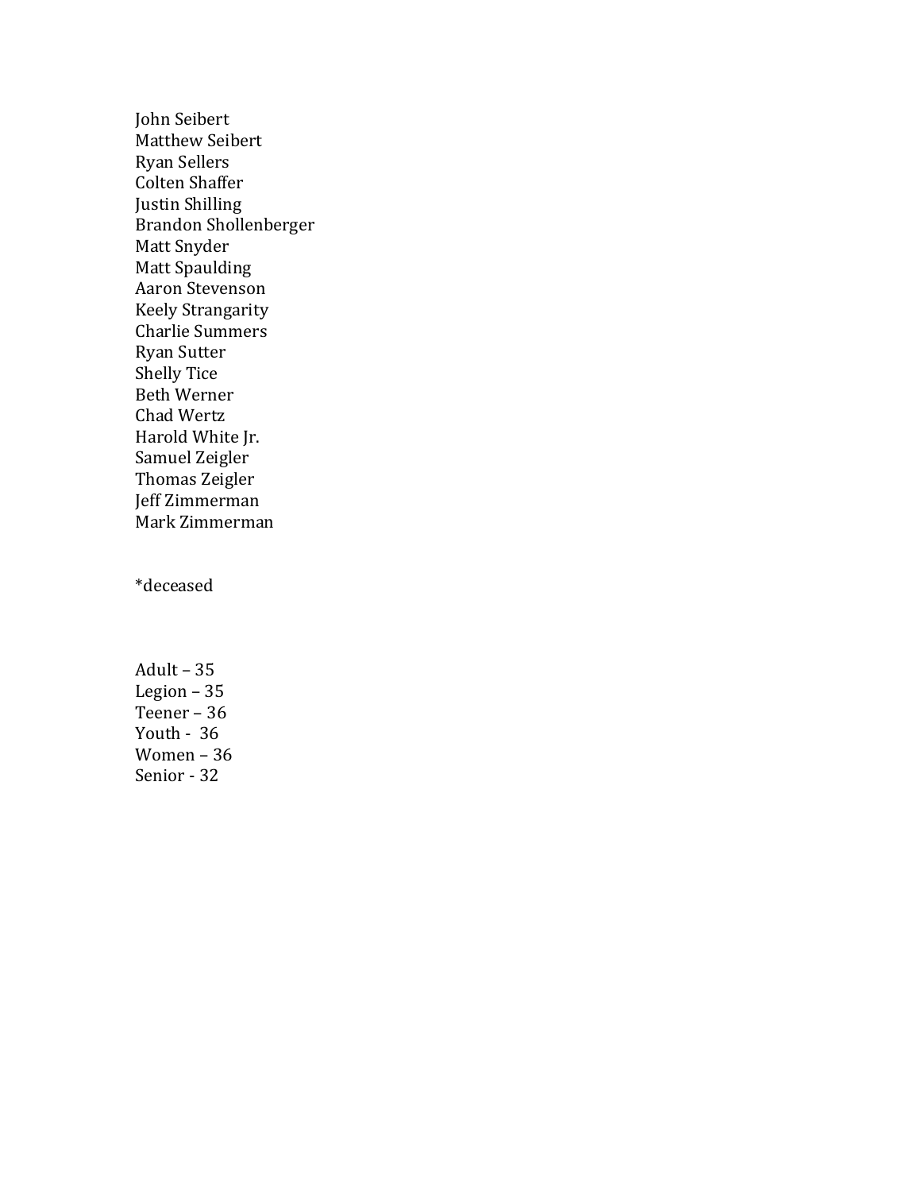John Seibert
Matthew Seibert
Ryan Sellers
Colten Shaffer
Justin Shilling
Brandon Shollenberger
Matt Snyder
Matt Spaulding
Aaron Stevenson
Keely Strangarity
Charlie Summers
Ryan Sutter
Shelly Tice
Beth Werner
Chad Wertz
Harold White Jr.
Samuel Zeigler
Thomas Zeigler
Jeff Zimmerman
Mark Zimmerman

*deceased

Adult – 35
Legion – 35
Teener – 36
Youth - 36
Women – 36
Senior - 32